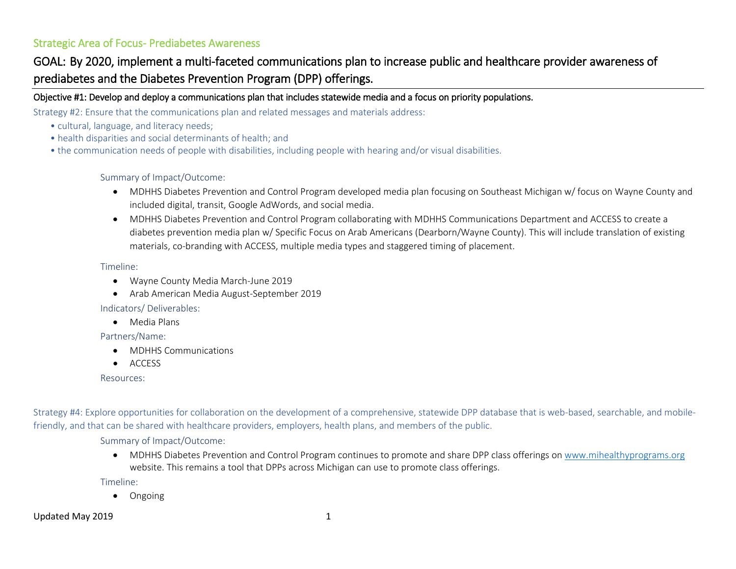## Strategic Area of Focus- Prediabetes Awareness

# GOAL: By 2020, implement a multi-faceted communications plan to increase public and healthcare provider awareness of prediabetes and the Diabetes Prevention Program (DPP) offerings.

### Objective #1: Develop and deploy a communications plan that includes statewide media and a focus on priority populations.

Strategy #2: Ensure that the communications plan and related messages and materials address:

- cultural, language, and literacy needs;
- health disparities and social determinants of health; and
- the communication needs of people with disabilities, including people with hearing and/or visual disabilities.

Summary of Impact/Outcome:

- MDHHS Diabetes Prevention and Control Program developed media plan focusing on Southeast Michigan w/ focus on Wayne County and included digital, transit, Google AdWords, and social media.
- MDHHS Diabetes Prevention and Control Program collaborating with MDHHS Communications Department and ACCESS to create a diabetes prevention media plan w/ Specific Focus on Arab Americans (Dearborn/Wayne County). This will include translation of existing materials, co-branding with ACCESS, multiple media types and staggered timing of placement.

Timeline:

- Wayne County Media March-June 2019
- Arab American Media August-September 2019

Indicators/ Deliverables:

- Media Plans

Partners/Name:

- MDHHS Communications
- ACCESS

Resources:

Strategy #4: Explore opportunities for collaboration on the development of a comprehensive, statewide DPP database that is web-based, searchable, and mobile-friendly, and that can be shared with healthcare providers, employers, health plans, and members of the public.

Summary of Impact/Outcome:

- MDHHS Diabetes Prevention and Control Program continues to promote and share DPP class offerings on www.mihealthyprograms.org website. This remains a tool that DPPs across Michigan can use to promote class offerings.

Timeline:

- Ongoing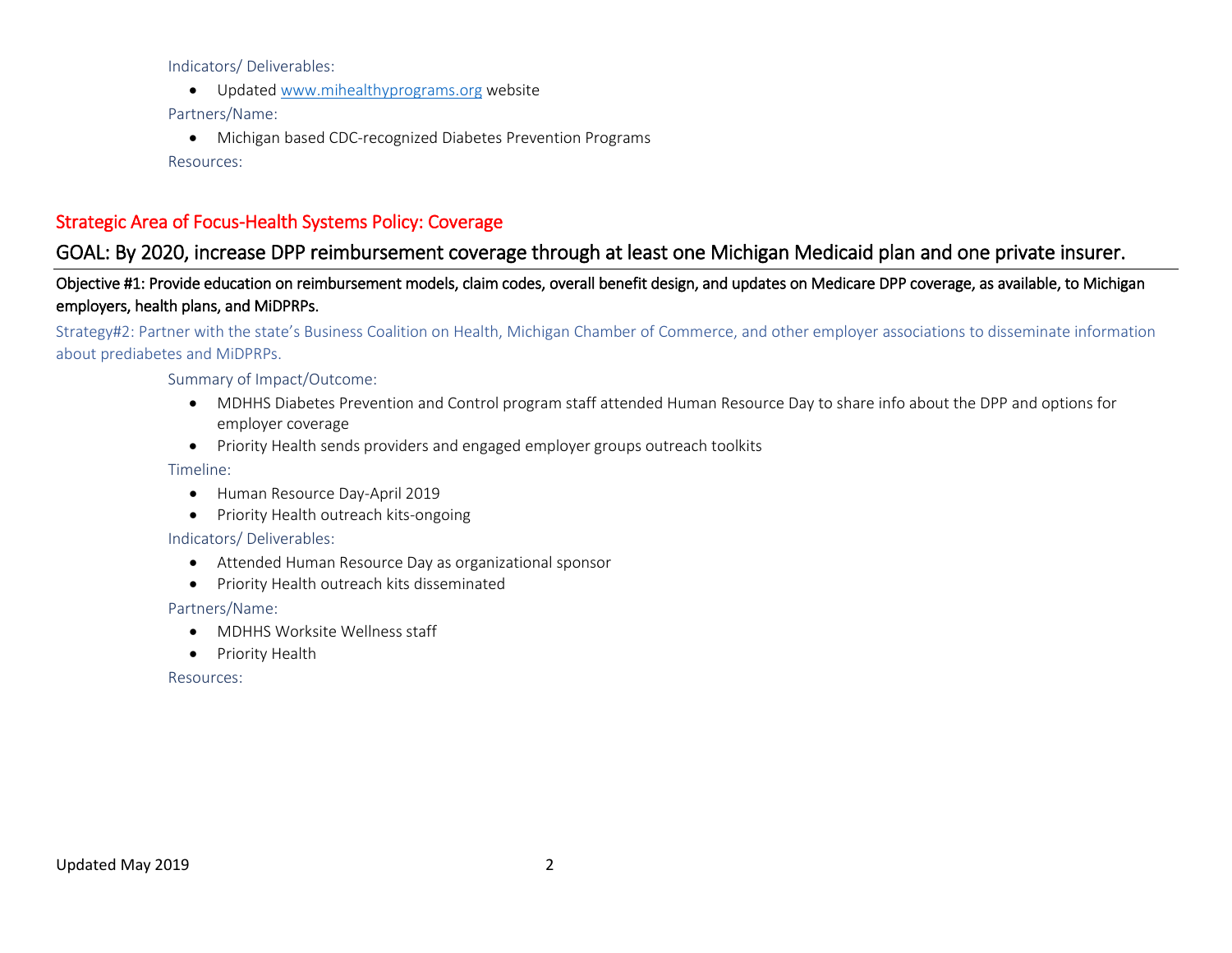Indicators/ Deliverables:

- Updated www.mihealthyprograms.org website

Partners/Name:

- Michigan based CDC-recognized Diabetes Prevention Programs

Resources:

## Strategic Area of Focus-Health Systems Policy: Coverage

## GOAL: By 2020, increase DPP reimbursement coverage through at least one Michigan Medicaid plan and one private insurer.

### Objective #1: Provide education on reimbursement models, claim codes, overall benefit design, and updates on Medicare DPP coverage, as available, to Michigan employers, health plans, and MiDPRPs.

Strategy#2: Partner with the state's Business Coalition on Health, Michigan Chamber of Commerce, and other employer associations to disseminate information about prediabetes and MiDPRPs.

Summary of Impact/Outcome:

- MDHHS Diabetes Prevention and Control program staff attended Human Resource Day to share info about the DPP and options for employer coverage
- Priority Health sends providers and engaged employer groups outreach toolkits

Timeline:

- Human Resource Day-April 2019
- Priority Health outreach kits-ongoing

Indicators/ Deliverables:

- Attended Human Resource Day as organizational sponsor
- Priority Health outreach kits disseminated

Partners/Name:

- MDHHS Worksite Wellness staff
- Priority Health

Resources: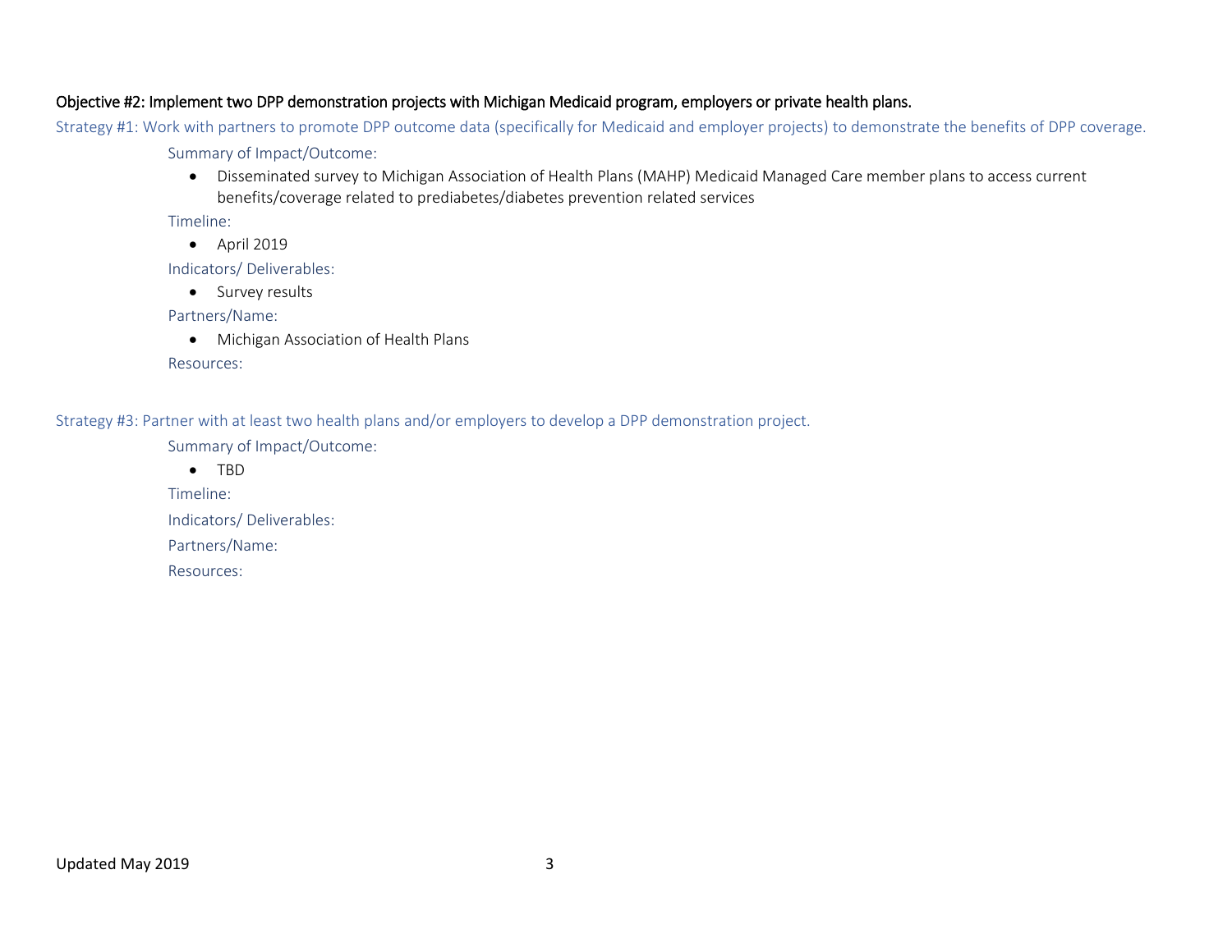**Objective #2: Implement two DPP demonstration projects with Michigan Medicaid program, employers or private health plans.**

Strategy #1: Work with partners to promote DPP outcome data (specifically for Medicaid and employer projects) to demonstrate the benefits of DPP coverage.

Summary of Impact/Outcome:

- Disseminated survey to Michigan Association of Health Plans (MAHP) Medicaid Managed Care member plans to access current benefits/coverage related to prediabetes/diabetes prevention related services

Timeline:

- April 2019

Indicators/ Deliverables:

- Survey results

Partners/Name:

- Michigan Association of Health Plans

Resources:

Strategy #3: Partner with at least two health plans and/or employers to develop a DPP demonstration project.

Summary of Impact/Outcome:

- TBD

Timeline:

Indicators/ Deliverables:

Partners/Name:

Resources:

Updated May 2019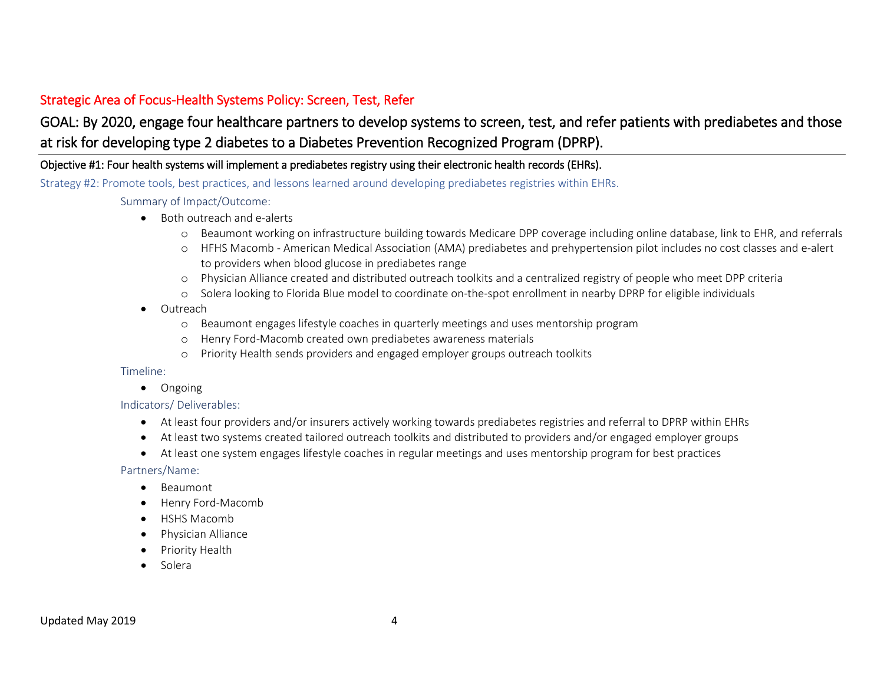## Strategic Area of Focus-Health Systems Policy: Screen, Test, Refer

## GOAL: By 2020, engage four healthcare partners to develop systems to screen, test, and refer patients with prediabetes and those at risk for developing type 2 diabetes to a Diabetes Prevention Recognized Program (DPRP).

**Objective #1: Four health systems will implement a prediabetes registry using their electronic health records (EHRs).**

Strategy #2: Promote tools, best practices, and lessons learned around developing prediabetes registries within EHRs.

Summary of Impact/Outcome:

- Both outreach and e-alerts
  - Beaumont working on infrastructure building towards Medicare DPP coverage including online database, link to EHR, and referrals
  - HFHS Macomb - American Medical Association (AMA) prediabetes and prehypertension pilot includes no cost classes and e-alert to providers when blood glucose in prediabetes range
  - Physician Alliance created and distributed outreach toolkits and a centralized registry of people who meet DPP criteria
  - Solera looking to Florida Blue model to coordinate on-the-spot enrollment in nearby DPRP for eligible individuals
- Outreach
  - Beaumont engages lifestyle coaches in quarterly meetings and uses mentorship program
  - Henry Ford-Macomb created own prediabetes awareness materials
  - Priority Health sends providers and engaged employer groups outreach toolkits

Timeline:

- Ongoing

Indicators/ Deliverables:

- At least four providers and/or insurers actively working towards prediabetes registries and referral to DPRP within EHRs
- At least two systems created tailored outreach toolkits and distributed to providers and/or engaged employer groups
- At least one system engages lifestyle coaches in regular meetings and uses mentorship program for best practices

Partners/Name:

- Beaumont
- Henry Ford-Macomb
- HSHS Macomb
- Physician Alliance
- Priority Health
- Solera

Updated May 2019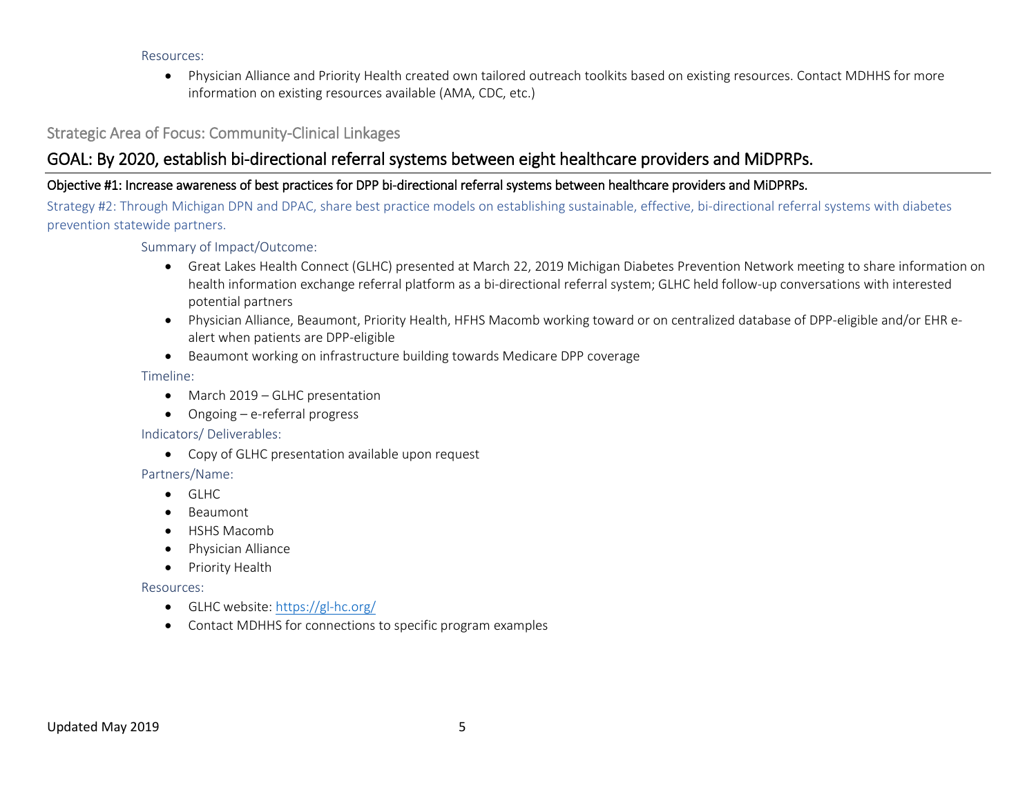Resources:

- Physician Alliance and Priority Health created own tailored outreach toolkits based on existing resources. Contact MDHHS for more information on existing resources available (AMA, CDC, etc.)

### Strategic Area of Focus: Community-Clinical Linkages

## GOAL: By 2020, establish bi-directional referral systems between eight healthcare providers and MiDPRPs.

**Objective #1: Increase awareness of best practices for DPP bi-directional referral systems between healthcare providers and MiDPRPs.**

Strategy #2: Through Michigan DPN and DPAC, share best practice models on establishing sustainable, effective, bi-directional referral systems with diabetes prevention statewide partners.

Summary of Impact/Outcome:

- Great Lakes Health Connect (GLHC) presented at March 22, 2019 Michigan Diabetes Prevention Network meeting to share information on health information exchange referral platform as a bi-directional referral system; GLHC held follow-up conversations with interested potential partners
- Physician Alliance, Beaumont, Priority Health, HFHS Macomb working toward or on centralized database of DPP-eligible and/or EHR e-alert when patients are DPP-eligible
- Beaumont working on infrastructure building towards Medicare DPP coverage

Timeline:

- March 2019 – GLHC presentation
- Ongoing – e-referral progress

Indicators/ Deliverables:

- Copy of GLHC presentation available upon request

Partners/Name:

- GLHC
- Beaumont
- HSHS Macomb
- Physician Alliance
- Priority Health

Resources:

- GLHC website: https://gl-hc.org/
- Contact MDHHS for connections to specific program examples

Updated May 2019